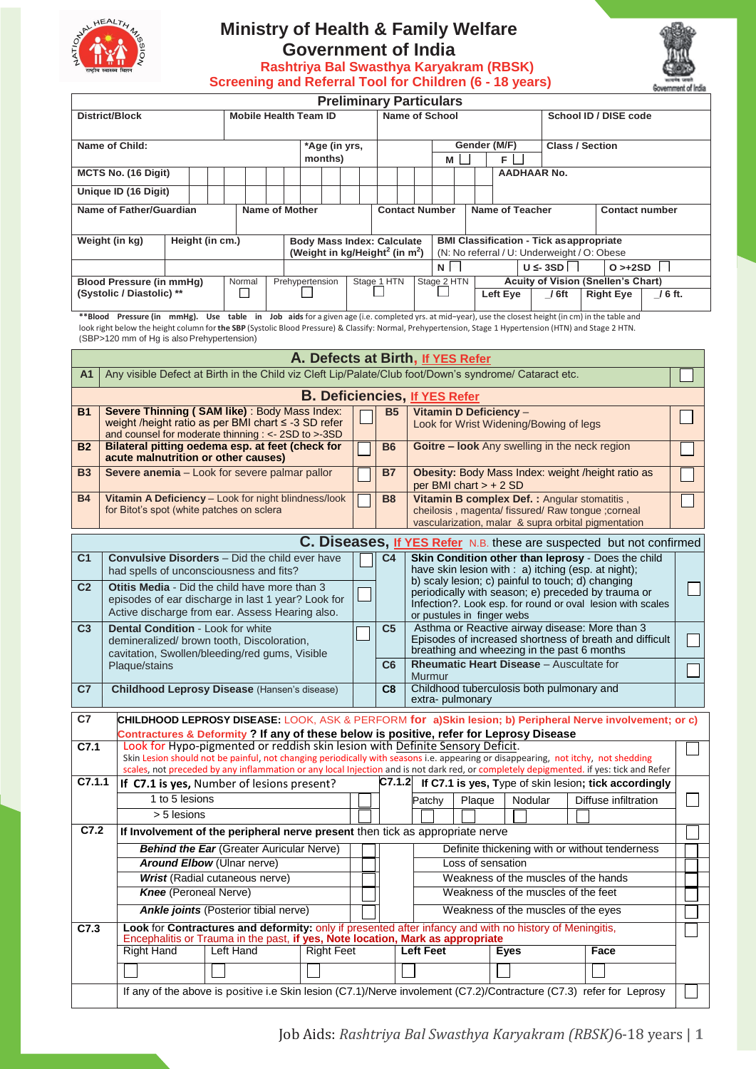# Ministry of Health & Family Welfare
# Government of India
## Rashtriya Bal Swasthya Karyakram (RBSK)
## Screening and Referral Tool for Children (6 - 18 years)

### Preliminary Particulars

| District/Block | Mobile Health Team ID | Name of School | School ID / DISE code |
|---|---|---|---|
| | | | |

| Name of Child: | *Age (in yrs, months) | Gender (M/F) M ☐ F ☐ | Class / Section |
|---|---|---|---|
| | | | |

| MCTS No. (16 Digit) | | AADHAAR No. |
|---|---|---|
| Unique ID (16 Digit) | | |

| Name of Father/Guardian | Name of Mother | Contact Number | Name of Teacher | Contact number |
|---|---|---|---|---|
| | | | | |

| Weight (in kg) | Height (in cm.) | Body Mass Index: Calculate (Weight in kg/Height$^2$ (in $m^2$) | BMI Classification - Tick as appropriate (N: No referral / U: Underweight / O: Obese | | |
|---|---|---|---|---|---|
| | | | N ☐ | U ≤- 3SD ☐ | O >+2SD ☐ |

| Blood Pressure (in mmHg) (Systolic / Diastolic) ** | Normal ☐ | Prehypertension ☐ | Stage 1 HTN ☐ | Stage 2 HTN ☐ | Acuity of Vision (Snellen's Chart) Left Eye _/ 6ft | Right Eye _/ 6 ft. |
|---|---|---|---|---|---|---|

**Blood Pressure (in mmHg). Use table in Job aids for a given age (i.e. completed yrs. at mid–year), use the closest height (in cm) in the table and look right below the height column for **the SBP** (Systolic Blood Pressure) & Classify: Normal, Prehypertension, Stage 1 Hypertension (HTN) and Stage 2 HTN. (SBP>120 mm of Hg is also Prehypertension)

### A. Defects at Birth, If YES Refer

| | | |
|---|---|---|
| A1 | Any visible Defect at Birth in the Child viz Cleft Lip/Palate/Club foot/Down's syndrome/ Cataract etc. | ☐ |

### B. Deficiencies, If YES Refer

| | | | | | |
|---|---|---|---|---|---|
| B1 | **Severe Thinning ( SAM like)** : Body Mass Index: weight /height ratio as per BMI chart ≤ -3 SD refer and counsel for moderate thinning : <- 2SD to >-3SD | ☐ | B5 | **Vitamin D Deficiency** – Look for Wrist Widening/Bowing of legs | ☐ |
| B2 | **Bilateral pitting oedema esp. at feet (check for acute malnutrition or other causes)** | ☐ | B6 | **Goitre – look** Any swelling in the neck region | ☐ |
| B3 | **Severe anemia** – Look for severe palmar pallor | ☐ | B7 | **Obesity:** Body Mass Index: weight /height ratio as per BMI chart > + 2 SD | ☐ |
| B4 | **Vitamin A Deficiency** – Look for night blindness/look for Bitot's spot (white patches on sclera | ☐ | B8 | **Vitamin B complex Def. :** Angular stomatitis , cheilosis , magenta/ fissured/ Raw tongue ;corneal vascularization, malar & supra orbital pigmentation | ☐ |

### C. Diseases, If YES Refer N.B. these are suspected but not confirmed

| | | | | | |
|---|---|---|---|---|---|
| C1 | **Convulsive Disorders** – Did the child ever have had spells of unconsciousness and fits? | ☐ | C4 | **Skin Condition other than leprosy** - Does the child have skin lesion with : a) itching (esp. at night); b) scaly lesion; c) painful to touch; d) changing periodically with season; e) preceded by trauma or Infection?. Look esp. for round or oval lesion with scales or pustules in finger webs | ☐ |
| C2 | **Otitis Media** - Did the child have more than 3 episodes of ear discharge in last 1 year? Look for Active discharge from ear. Assess Hearing also. | ☐ | | | |
| C3 | **Dental Condition** - Look for white demineralized/ brown tooth, Discoloration, cavitation, Swollen/bleeding/red gums, Visible Plaque/stains | ☐ | C5 | Asthma or Reactive airway disease: More than 3 Episodes of increased shortness of breath and difficult breathing and wheezing in the past 6 months | ☐ |
| | | | C6 | **Rheumatic Heart Disease** – Auscultate for Murmur | ☐ |
| C7 | **Childhood Leprosy Disease** (Hansen's disease) | | C8 | Childhood tuberculosis both pulmonary and extra- pulmonary | |

| | | |
|---|---|---|
| C7 | **CHILDHOOD LEPROSY DISEASE:** LOOK, ASK & PERFORM **for a)Skin lesion; b) Peripheral Nerve involvement; or c) Contractures & Deformity ? If any of these below is positive, refer for Leprosy Disease** | |
| C7.1 | Look for Hypo-pigmented or reddish skin lesion with Definite Sensory Deficit. Skin Lesion should not be painful, not changing periodically with seasons i.e. appearing or disappearing, not itchy, not shedding scales, not preceded by any inflammation or any local Injection and is not dark red, or completely depigmented. if yes: tick and Refer | ☐ |

| | | | | | | | |
|---|---|---|---|---|---|---|---|
| C7.1.1 | **If C7.1 is yes,** Number of lesions present? | | C7.1.2 | **If C7.1 is yes,** Type of skin lesion; **tick accordingly** | | | |
| | 1 to 5 lesions | ☐ | | Patchy ☐ | Plaque ☐ | Nodular ☐ | Diffuse infiltration ☐ |
| | > 5 lesions | ☐ | | | | | |

| | | | | |
|---|---|---|---|---|
| C7.2 | **If Involvement of the peripheral nerve present** then tick as appropriate nerve | | | ☐ |
| | ***Behind the Ear*** (Greater Auricular Nerve) | ☐ | Definite thickening with or without tenderness | ☐ |
| | ***Around Elbow*** (Ulnar nerve) | ☐ | Loss of sensation | ☐ |
| | ***Wrist*** (Radial cutaneous nerve) | ☐ | Weakness of the muscles of the hands | ☐ |
| | ***Knee*** (Peroneal Nerve) | ☐ | Weakness of the muscles of the feet | ☐ |
| | ***Ankle joints*** (Posterior tibial nerve) | ☐ | Weakness of the muscles of the eyes | ☐ |

| | | | | | | | |
|---|---|---|---|---|---|---|---|
| C7.3 | **Look** for **Contractures and deformity:** only if presented after infancy and with no history of Meningitis, Encephalitis or Trauma in the past, **if yes, Note location, Mark as appropriate** | | | | | | ☐ |
| | Right Hand | Left Hand | Right Feet | **Left Feet** | **Eyes** | **Face** | |
| | ☐ | ☐ | ☐ | ☐ | ☐ | ☐ | |
| | If any of the above is positive i.e Skin lesion (C7.1)/Nerve involement (C7.2)/Contracture (C7.3) refer for Leprosy | | | | | | ☐ |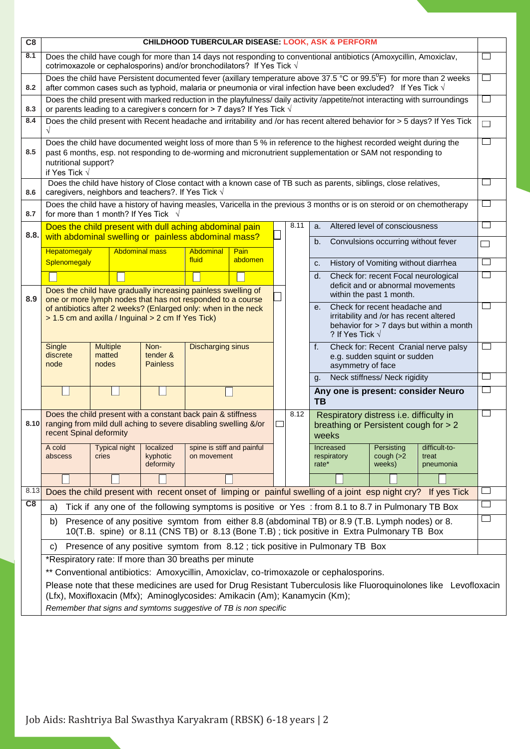## C8 CHILDHOOD TUBERCULAR DISEASE: LOOK, ASK & PERFORM

| No. | Question | Tick |
|---|---|---|
| 8.1 | Does the child have cough for more than 14 days not responding to conventional antibiotics (Amoxycillin, Amoxiclav, cotrimoxazole or cephalosporins) and/or bronchodilators? If Yes Tick √ | ☐ |
| 8.2 | Does the child have Persistent documented fever (axillary temperature above 37.5 °C or 99.5°F) for more than 2 weeks after common cases such as typhoid, malaria or pneumonia or viral infection have been excluded? If Yes Tick √ | ☐ |
| 8.3 | Does the child present with marked reduction in the playfulness/ daily activity /appetite/not interacting with surroundings or parents leading to a caregiver s concern for > 7 days? If Yes Tick √ | ☐ |
| 8.4 | Does the child present with Recent headache and irritability and /or has recent altered behavior for > 5 days? If Yes Tick √ | ☐ |
| 8.5 | Does the child have documented weight loss of more than 5 % in reference to the highest recorded weight during the past 6 months, esp. not responding to de-worming and micronutrient supplementation or SAM not responding to nutritional support? if Yes Tick √ | ☐ |
| 8.6 | Does the child have history of Close contact with a known case of TB such as parents, siblings, close relatives, caregivers, neighbors and teachers?. If Yes Tick √ | ☐ |
| 8.7 | Does the child have a history of having measles, Varicella in the previous 3 months or is on steroid or on chemotherapy for more than 1 month? If Yes Tick √ | ☐ |

**8.8.** Does the child present with dull aching abdominal pain with abdominal swelling or painless abdominal mass? ☐

| Hepatomegaly Splenomegaly | Abdominal mass | Abdominal fluid | Pain abdomen |
|---|---|---|---|
| ☐ | ☐ | ☐ | ☐ |

**8.9** Does the child have gradually increasing painless swelling of one or more lymph nodes that has not responded to a course of antibiotics after 2 weeks? (Enlarged only: when in the neck > 1.5 cm and axilla / Inguinal > 2 cm If Yes Tick) ☐

| Single discrete node | Multiple matted nodes | Non-tender & Painless | Discharging sinus |
|---|---|---|---|
| ☐ | ☐ | ☐ | ☐ |

**8.10** Does the child present with a constant back pain & stiffness ranging from mild dull aching to severe disabling swelling &/or recent Spinal deformity ☐

| A cold abscess | Typical night cries | localized kyphotic deformity | spine is stiff and painful on movement |
|---|---|---|---|
| ☐ | ☐ | ☐ | ☐ |

**8.11**

| | Sign | Tick |
|---|---|---|
| a. | Altered level of consciousness | ☐ |
| b. | Convulsions occurring without fever | ☐ |
| c. | History of Vomiting without diarrhea | ☐ |
| d. | Check for: recent Focal neurological deficit and or abnormal movements within the past 1 month. | ☐ |
| e. | Check for recent headache and irritability and /or has recent altered behavior for > 7 days but within a month ? If Yes Tick √ | ☐ |
| f. | Check for: Recent Cranial nerve palsy e.g. sudden squint or sudden asymmetry of face | ☐ |
| g. | Neck stiffness/ Neck rigidity | ☐ |
| | **Any one is present: consider Neuro TB** | ☐ |

**8.12** Respiratory distress i.e. difficulty in breathing or Persistent cough for > 2 weeks ☐

| Increased respiratory rate* | Persisting cough (>2 weeks) | difficult-to-treat pneumonia |
|---|---|---|
| ☐ | ☐ | ☐ |

| 8.13 | Does the child present with recent onset of limping or painful swelling of a joint esp night cry? If yes Tick | ☐ |
|---|---|---|

**C8**

a) Tick if any one of the following symptoms is positive or Yes : from 8.1 to 8.7 in Pulmonary TB Box ☐

b) Presence of any positive symtom from either 8.8 (abdominal TB) or 8.9 (T.B. Lymph nodes) or 8. 10(T.B. spine) or 8.11 (CNS TB) or 8.13 (Bone T.B) ; tick positive in Extra Pulmonary TB Box ☐

c) Presence of any positive symtom from 8.12 ; tick positive in Pulmonary TB Box

*Respiratory rate: If more than 30 breaths per minute

** Conventional antibiotics: Amoxycillin, Amoxiclav, co-trimoxazole or cephalosporins.

Please note that these medicines are used for Drug Resistant Tuberculosis like Fluoroquinolones like Levofloxacin (Lfx), Moxifloxacin (Mfx); Aminoglycosides: Amikacin (Am); Kanamycin (Km);

*Remember that signs and symtoms suggestive of TB is non specific*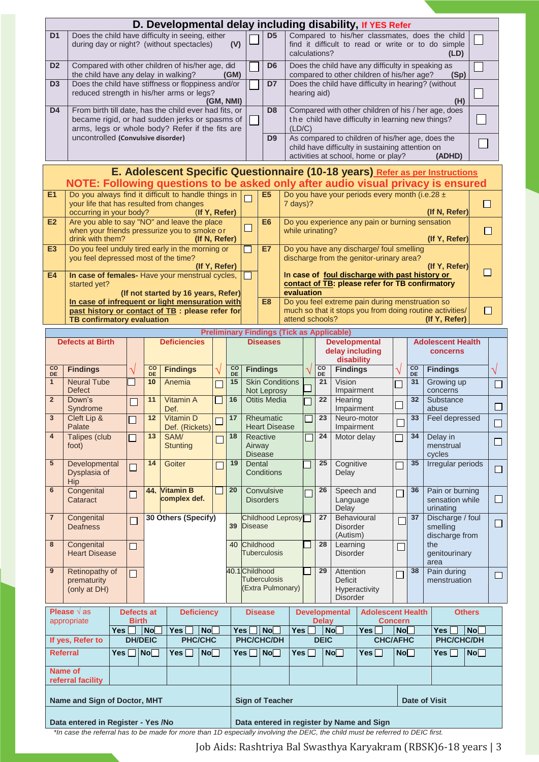## D. Developmental delay including disability, If YES Refer

| | | | | | |
|---|---|---|---|---|---|
| D1 | Does the child have difficulty in seeing, either during day or night? (without spectacles) **(V)** | ☐ | D5 | Compared to his/her classmates, does the child find it difficult to read or write or to do simple calculations? **(LD)** | ☐ |
| D2 | Compared with other children of his/her age, did the child have any delay in walking? **(GM)** | ☐ | D6 | Does the child have any difficulty in speaking as compared to other children of his/her age? **(Sp)** | ☐ |
| D3 | Does the child have stiffness or floppiness and/or reduced strength in his/her arms or legs? **(GM, NMI)** | ☐ | D7 | Does the child have difficulty in hearing? (without hearing aid) **(H)** | ☐ |
| D4 | From birth till date, has the child ever had fits, or became rigid, or had sudden jerks or spasms of arms, legs or whole body? Refer if the fits are uncontrolled **(Convulsive disorder)** | ☐ | D8 | Compared with other children of his / her age, does the child have difficulty in learning new things? (LD/C) | ☐ |
| | | | D9 | As compared to children of his/her age, does the child have difficulty in sustaining attention on activities at school, home or play? **(ADHD)** | ☐ |

## E. Adolescent Specific Questionnaire (10-18 years) Refer as per Instructions

**NOTE: Following questions to be asked only after audio visual privacy is ensured**

| | | | | | |
|---|---|---|---|---|---|
| E1 | Do you always find it difficult to handle things in your life that has resulted from changes occurring in your body? **(If Y, Refer)** | ☐ | E5 | Do you have your periods every month (i.e.28 ± 7 days)? **(If N, Refer)** | ☐ |
| E2 | Are you able to say "NO" and leave the place when your friends pressurize you to smoke or drink with them? **(If N, Refer)** | ☐ | E6 | Do you experience any pain or burning sensation while urinating? **(If Y, Refer)** | ☐ |
| E3 | Do you feel unduly tired early in the morning or you feel depressed most of the time? **(If Y, Refer)** | ☐ | E7 | Do you have any discharge/ foul smelling discharge from the genitor-urinary area? **(If Y, Refer)** **In case of foul discharge with past history or contact of TB: please refer for TB confirmatory evaluation** | ☐ |
| E4 | **In case of females-** Have your menstrual cycles, started yet? **(If not started by 16 years, Refer)** **In case of infrequent or light mensuration with past history or contact of TB : please refer for TB confirmatory evaluation** | ☐ | E8 | Do you feel extreme pain during menstruation so much so that it stops you from doing routine activities/ attend schools? **(If Y, Refer)** | ☐ |

## Preliminary Findings (Tick as Applicable)

| Defects at Birth | | | Deficiencies | | | Diseases | | | Developmental delay including disability | | | Adolescent Health concerns | | |
|---|---|---|---|---|---|---|---|---|---|---|---|---|---|---|
| CODE | Findings | √ | CODE | Findings | √ | CODE | Findings | √ | CODE | Findings | √ | CODE | Findings | √ |
| 1 | Neural Tube Defect | ☐ | 10 | Anemia | ☐ | 15 | Skin Conditions Not Leprosy | ☐ | 21 | Vision Impairment | ☐ | 31 | Growing up concerns | ☐ |
| 2 | Down's Syndrome | ☐ | 11 | Vitamin A Def. | ☐ | 16 | Otitis Media | ☐ | 22 | Hearing Impairment | ☐ | 32 | Substance abuse | ☐ |
| 3 | Cleft Lip & Palate | ☐ | 12 | Vitamin D Def. (Rickets) | ☐ | 17 | Rheumatic Heart Disease | ☐ | 23 | Neuro-motor Impairment | ☐ | 33 | Feel depressed | ☐ |
| 4 | Talipes (club foot) | ☐ | 13 | SAM/ Stunting | ☐ | 18 | Reactive Airway Disease | ☐ | 24 | Motor delay | ☐ | 34 | Delay in menstrual cycles | ☐ |
| 5 | Developmental Dysplasia of Hip | ☐ | 14 | Goiter | ☐ | 19 | Dental Conditions | ☐ | 25 | Cognitive Delay | ☐ | 35 | Irregular periods | ☐ |
| 6 | Congenital Cataract | ☐ | 44. | **Vitamin B complex def.** | ☐ | 20 | Convulsive Disorders | ☐ | 26 | Speech and Language Delay | ☐ | 36 | Pain or burning sensation while urinating | ☐ |
| 7 | Congenital Deafness | ☐ | **30 Others (Specify)** | | | 39 | Childhood Leprosy Disease | ☐ | 27 | Behavioural Disorder (Autism) | ☐ | 37 | Discharge / foul smelling discharge from the genitourinary area | ☐ |
| 8 | Congenital Heart Disease | ☐ | | | | 40 | Childhood Tuberculosis | ☐ | 28 | Learning Disorder | ☐ | | | |
| 9 | Retinopathy of prematurity (only at DH) | ☐ | | | | 40.1 | Childhood Tuberculosis (Extra Pulmonary) | ☐ | 29 | Attention Deficit Hyperactivity Disorder | ☐ | 38 | Pain during menstruation | ☐ |

| Please √ as appropriate | Defects at Birth | | Deficiency | | Disease | | Developmental Delay | | Adolescent Health Concern | | Others | |
|---|---|---|---|---|---|---|---|---|---|---|---|---|
| | Yes ☐ | No ☐ | Yes ☐ | No ☐ | Yes ☐ | No ☐ | Yes ☐ | No ☐ | Yes ☐ | No ☐ | Yes ☐ | No ☐ |
| If yes, Refer to | DH/DEIC | | PHC/CHC | | PHC/CHC/DH | | DEIC | | CHC/AFHC | | PHC/CHC/DH | |
| Referral | Yes ☐ | No ☐ | Yes ☐ | No ☐ | Yes ☐ | No ☐ | Yes ☐ | No ☐ | Yes ☐ | No ☐ | Yes ☐ | No ☐ |
| Name of referral facility | | | | | | | | | | | | |

| | | |
|---|---|---|
| **Name and Sign of Doctor, MHT** | **Sign of Teacher** | **Date of Visit** |
| **Data entered in Register - Yes /No** | **Data entered in register by Name and Sign** | |

*\*In case the referral has to be made for more than 1D especially involving the DEIC, the child must be referred to DEIC first.*